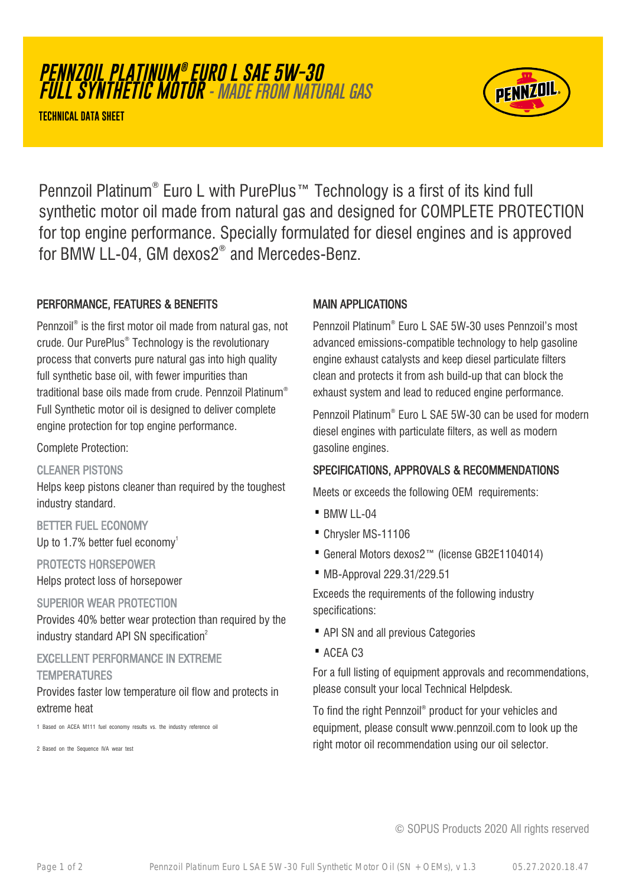# PENNZOIL PLATINUM® EURO L SAE 5W-30 FULL SYNTHETIC MOTOR - *MADE FROM NATURAL GAS*

**TECHNICAL DATA SHEET**

Pennzoil Platinum® Euro L with PurePlus™ Technology is a first of its kind full synthetic motor oil made from natural gas and designed for COMPLETE PROTECTION for top engine performance. Specially formulated for diesel engines and is approved for BMW LL-04, GM dexos2® and Mercedes-Benz.

## PERFORMANCE, FEATURES & BENEFITS

Pennzoil® is the first motor oil made from natural gas, not crude. Our PurePlus® Technology is the revolutionary process that converts pure natural gas into high quality full synthetic base oil, with fewer impurities than traditional base oils made from crude. Pennzoil Platinum® Full Synthetic motor oil is designed to deliver complete engine protection for top engine performance.

Complete Protection:

### CLEANER PISTONS

Helps keep pistons cleaner than required by the toughest industry standard.

### BETTER FUEL ECONOMY

Up to 1.7% better fuel economy[1]

### PROTECTS HORSEPOWER

Helps protect loss of horsepower

### SUPERIOR WEAR PROTECTION

Provides 40% better wear protection than required by the industry standard API SN specification[2]

### EXCELLENT PERFORMANCE IN EXTREME TEMPERATURES

Provides faster low temperature oil flow and protects in extreme heat

1 Based on ACEA M111 fuel economy results vs. the industry reference oil

2 Based on the Sequence IVA wear test

## MAIN APPLICATIONS

Pennzoil Platinum® Euro L SAE 5W-30 uses Pennzoil's most advanced emissions-compatible technology to help gasoline engine exhaust catalysts and keep diesel particulate filters clean and protects it from ash build-up that can block the exhaust system and lead to reduced engine performance.

Pennzoil Platinum® Euro L SAE 5W-30 can be used for modern diesel engines with particulate filters, as well as modern gasoline engines.

## SPECIFICATIONS, APPROVALS & RECOMMENDATIONS

Meets or exceeds the following OEM requirements:

- BMW LL-04
- Chrysler MS-11106
- General Motors dexos2™ (license GB2E1104014)
- MB-Approval 229.31/229.51

Exceeds the requirements of the following industry specifications:

- API SN and all previous Categories
- ACEA C3

For a full listing of equipment approvals and recommendations, please consult your local Technical Helpdesk.

To find the right Pennzoil® product for your vehicles and equipment, please consult www.pennzoil.com to look up the right motor oil recommendation using our oil selector.

© SOPUS Products 2020 All rights reserved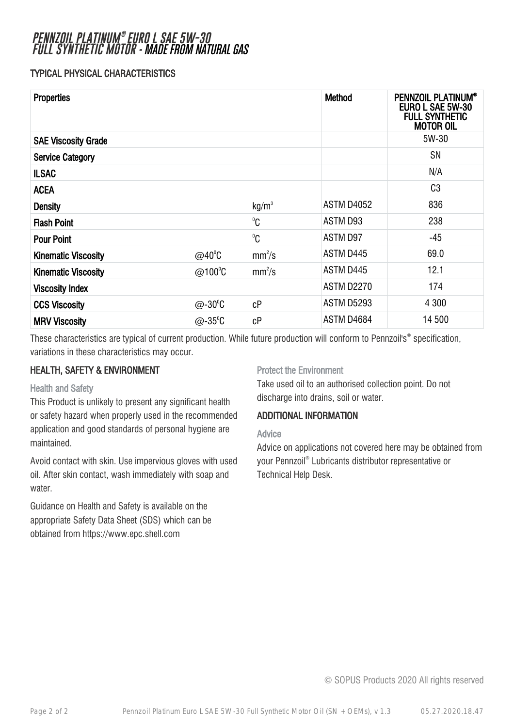# PENNZOIL PLATINUM® EURO L SAE 5W-30 FULL SYNTHETIC MOTOR - MADE FROM NATURAL GAS

## TYPICAL PHYSICAL CHARACTERISTICS

| Properties | | | Method | PENNZOIL PLATINUM® EURO L SAE 5W-30 FULL SYNTHETIC MOTOR OIL |
|---|---|---|---|---|
| SAE Viscosity Grade | | | | 5W-30 |
| Service Category | | | | SN |
| ILSAC | | | | N/A |
| ACEA | | | | C3 |
| Density | | $kg/m^3$ | ASTM D4052 | 836 |
| Flash Point | | $^0C$ | ASTM D93 | 238 |
| Pour Point | | $^0C$ | ASTM D97 | -45 |
| Kinematic Viscosity | @40$^0$C | $mm^2/s$ | ASTM D445 | 69.0 |
| Kinematic Viscosity | @100$^0$C | $mm^2/s$ | ASTM D445 | 12.1 |
| Viscosity Index | | | ASTM D2270 | 174 |
| CCS Viscosity | @-30$^0$C | cP | ASTM D5293 | 4 300 |
| MRV Viscosity | @-35$^0$C | cP | ASTM D4684 | 14 500 |

These characteristics are typical of current production. While future production will conform to Pennzoil's® specification, variations in these characteristics may occur.

## HEALTH, SAFETY & ENVIRONMENT

### Health and Safety

This Product is unlikely to present any significant health or safety hazard when properly used in the recommended application and good standards of personal hygiene are maintained.

Avoid contact with skin. Use impervious gloves with used oil. After skin contact, wash immediately with soap and water.

Guidance on Health and Safety is available on the appropriate Safety Data Sheet (SDS) which can be obtained from https://www.epc.shell.com

### Protect the Environment

Take used oil to an authorised collection point. Do not discharge into drains, soil or water.

## ADDITIONAL INFORMATION

### Advice

Advice on applications not covered here may be obtained from your Pennzoil® Lubricants distributor representative or Technical Help Desk.

© SOPUS Products 2020 All rights reserved